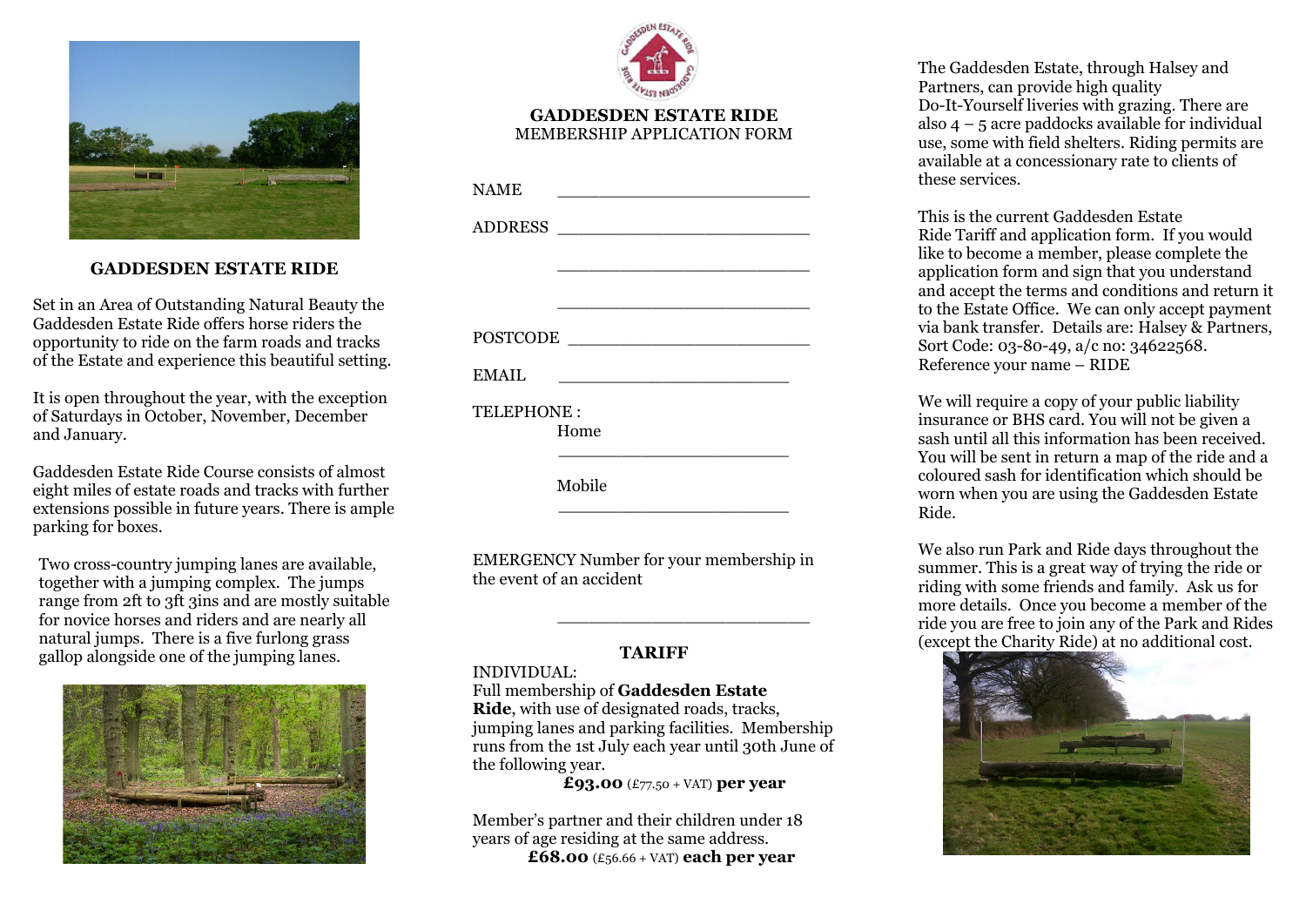## GADDESDEN ESTATE RIDE

Set in an Area of Outstanding Natural Beauty the Gaddesden Estate Ride offers horse riders the opportunity to ride on the farm roads and tracks of the Estate and experience this beautiful setting.

It is open throughout the year, with the exception of Saturdays in October, November, December and January.

Gaddesden Estate Ride Course consists of almost eight miles of estate roads and tracks with further extensions possible in future years. There is ample parking for boxes.

Two cross-country jumping lanes are available, together with a jumping complex. The jumps range from 2ft to 3ft 3ins and are mostly suitable for novice horses and riders and are nearly all natural jumps. There is a five furlong grass gallop alongside one of the jumping lanes.

## GADDESDEN ESTATE RIDE

MEMBERSHIP APPLICATION FORM

NAME ______________________

ADDRESS ______________________

______________________

______________________

POSTCODE ______________________

EMAIL ______________________

TELEPHONE :

Home ______________________

Mobile ______________________

EMERGENCY Number for your membership in the event of an accident

______________________

### TARIFF

INDIVIDUAL:
Full membership of **Gaddesden Estate Ride**, with use of designated roads, tracks, jumping lanes and parking facilities. Membership runs from the 1st July each year until 30th June of the following year.

**£93.00** (£77.50 + VAT) **per year**

Member's partner and their children under 18 years of age residing at the same address.

**£68.00** (£56.66 + VAT) **each per year**

The Gaddesden Estate, through Halsey and Partners, can provide high quality Do-It-Yourself liveries with grazing. There are also 4 – 5 acre paddocks available for individual use, some with field shelters. Riding permits are available at a concessionary rate to clients of these services.

This is the current Gaddesden Estate Ride Tariff and application form. If you would like to become a member, please complete the application form and sign that you understand and accept the terms and conditions and return it to the Estate Office. We can only accept payment via bank transfer. Details are: Halsey & Partners, Sort Code: 03-80-49, a/c no: 34622568. Reference your name – RIDE

We will require a copy of your public liability insurance or BHS card. You will not be given a sash until all this information has been received. You will be sent in return a map of the ride and a coloured sash for identification which should be worn when you are using the Gaddesden Estate Ride.

We also run Park and Ride days throughout the summer. This is a great way of trying the ride or riding with some friends and family. Ask us for more details. Once you become a member of the ride you are free to join any of the Park and Rides (except the Charity Ride) at no additional cost.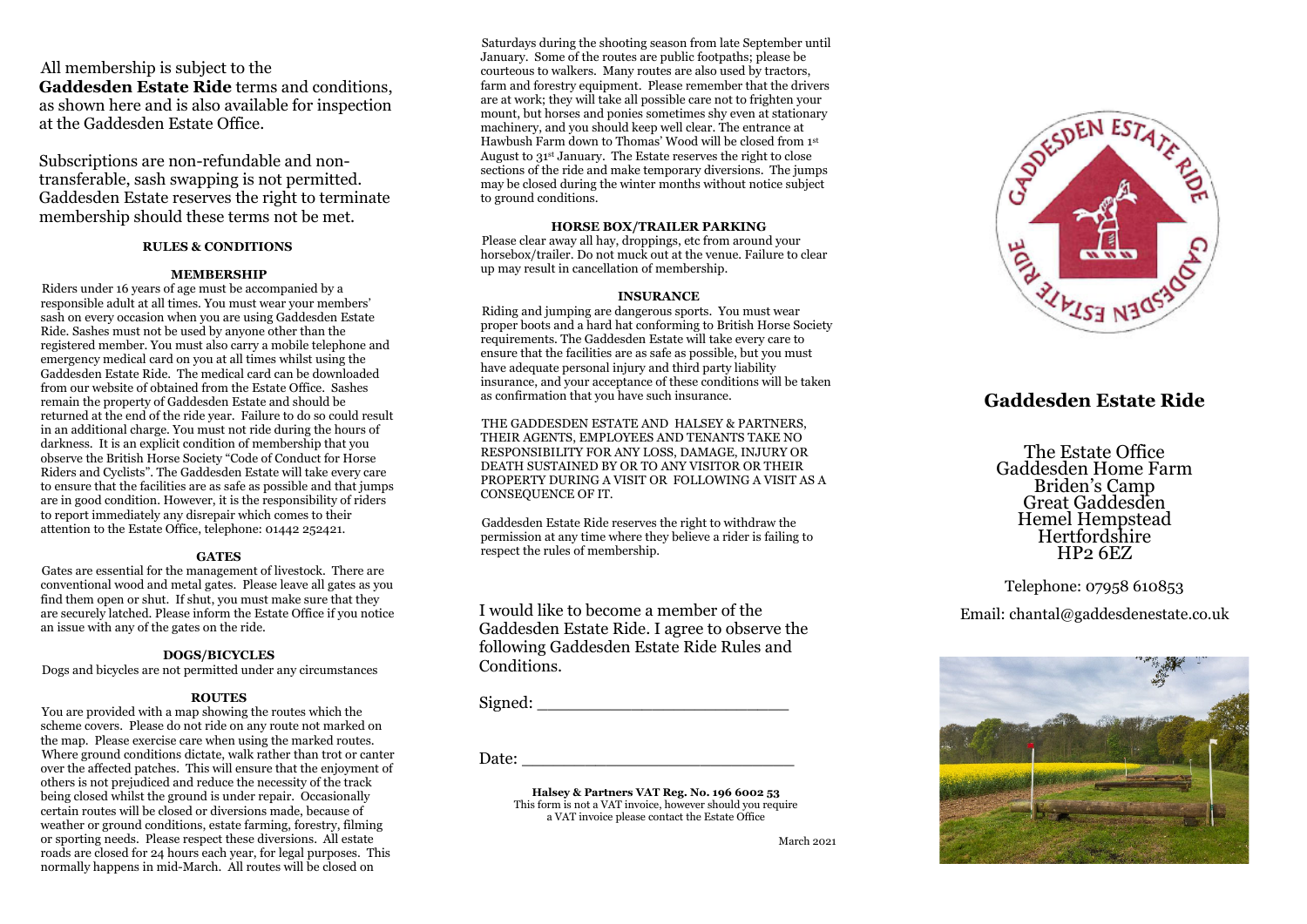All membership is subject to the **Gaddesden Estate Ride** terms and conditions, as shown here and is also available for inspection at the Gaddesden Estate Office.

Subscriptions are non-refundable and non-transferable, sash swapping is not permitted. Gaddesden Estate reserves the right to terminate membership should these terms not be met.

### RULES & CONDITIONS

#### MEMBERSHIP

Riders under 16 years of age must be accompanied by a responsible adult at all times. You must wear your members' sash on every occasion when you are using Gaddesden Estate Ride. Sashes must not be used by anyone other than the registered member. You must also carry a mobile telephone and emergency medical card on you at all times whilst using the Gaddesden Estate Ride. The medical card can be downloaded from our website of obtained from the Estate Office. Sashes remain the property of Gaddesden Estate and should be returned at the end of the ride year. Failure to do so could result in an additional charge. You must not ride during the hours of darkness. It is an explicit condition of membership that you observe the British Horse Society "Code of Conduct for Horse Riders and Cyclists". The Gaddesden Estate will take every care to ensure that the facilities are as safe as possible and that jumps are in good condition. However, it is the responsibility of riders to report immediately any disrepair which comes to their attention to the Estate Office, telephone: 01442 252421.

#### GATES

Gates are essential for the management of livestock. There are conventional wood and metal gates. Please leave all gates as you find them open or shut. If shut, you must make sure that they are securely latched. Please inform the Estate Office if you notice an issue with any of the gates on the ride.

#### DOGS/BICYCLES

Dogs and bicycles are not permitted under any circumstances

#### ROUTES

You are provided with a map showing the routes which the scheme covers. Please do not ride on any route not marked on the map. Please exercise care when using the marked routes. Where ground conditions dictate, walk rather than trot or canter over the affected patches. This will ensure that the enjoyment of others is not prejudiced and reduce the necessity of the track being closed whilst the ground is under repair. Occasionally certain routes will be closed or diversions made, because of weather or ground conditions, estate farming, forestry, filming or sporting needs. Please respect these diversions. All estate roads are closed for 24 hours each year, for legal purposes. This normally happens in mid-March. All routes will be closed on Saturdays during the shooting season from late September until January. Some of the routes are public footpaths; please be courteous to walkers. Many routes are also used by tractors, farm and forestry equipment. Please remember that the drivers are at work; they will take all possible care not to frighten your mount, but horses and ponies sometimes shy even at stationary machinery, and you should keep well clear. The entrance at Hawbush Farm down to Thomas' Wood will be closed from 1st August to 31st January. The Estate reserves the right to close sections of the ride and make temporary diversions. The jumps may be closed during the winter months without notice subject to ground conditions.

#### HORSE BOX/TRAILER PARKING

Please clear away all hay, droppings, etc from around your horsebox/trailer. Do not muck out at the venue. Failure to clear up may result in cancellation of membership.

#### INSURANCE

Riding and jumping are dangerous sports. You must wear proper boots and a hard hat conforming to British Horse Society requirements. The Gaddesden Estate will take every care to ensure that the facilities are as safe as possible, but you must have adequate personal injury and third party liability insurance, and your acceptance of these conditions will be taken as confirmation that you have such insurance.

THE GADDESDEN ESTATE AND HALSEY & PARTNERS, THEIR AGENTS, EMPLOYEES AND TENANTS TAKE NO RESPONSIBILITY FOR ANY LOSS, DAMAGE, INJURY OR DEATH SUSTAINED BY OR TO ANY VISITOR OR THEIR PROPERTY DURING A VISIT OR FOLLOWING A VISIT AS A CONSEQUENCE OF IT.

Gaddesden Estate Ride reserves the right to withdraw the permission at any time where they believe a rider is failing to respect the rules of membership.

I would like to become a member of the Gaddesden Estate Ride. I agree to observe the following Gaddesden Estate Ride Rules and Conditions.

Signed: ___________________________

Date: _____________________________

**Halsey & Partners VAT Reg. No. 196 6002 53**
This form is not a VAT invoice, however should you require a VAT invoice please contact the Estate Office

March 2021

# Gaddesden Estate Ride

The Estate Office
Gaddesden Home Farm
Briden's Camp
Great Gaddesden
Hemel Hempstead
Hertfordshire
HP2 6EZ

Telephone: 07958 610853

Email: chantal@gaddesdenestate.co.uk